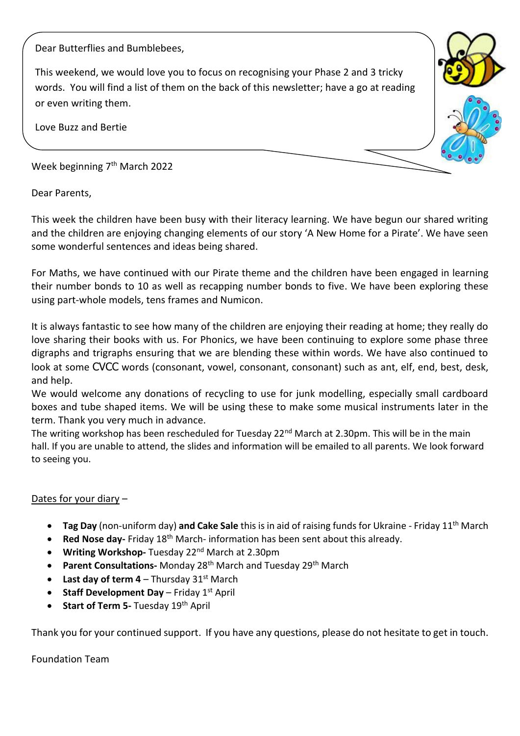Dear Butterflies and Bumblebees,

This weekend, we would love you to focus on recognising your Phase 2 and 3 tricky words. You will find a list of them on the back of this newsletter; have a go at reading or even writing them.

Love Buzz and Bertie

Week beginning 7th March 2022

Dear Parents,

This week the children have been busy with their literacy learning. We have begun our shared writing and the children are enjoying changing elements of our story 'A New Home for a Pirate'. We have seen some wonderful sentences and ideas being shared.

For Maths, we have continued with our Pirate theme and the children have been engaged in learning their number bonds to 10 as well as recapping number bonds to five. We have been exploring these using part-whole models, tens frames and Numicon.

It is always fantastic to see how many of the children are enjoying their reading at home; they really do love sharing their books with us. For Phonics, we have been continuing to explore some phase three digraphs and trigraphs ensuring that we are blending these within words. We have also continued to look at some CVCC words (consonant, vowel, consonant, consonant) such as ant, elf, end, best, desk, and help.

We would welcome any donations of recycling to use for junk modelling, especially small cardboard boxes and tube shaped items. We will be using these to make some musical instruments later in the term. Thank you very much in advance.

The writing workshop has been rescheduled for Tuesday 22nd March at 2.30pm. This will be in the main hall. If you are unable to attend, the slides and information will be emailed to all parents. We look forward to seeing you.

Dates for your diary –

- **Tag Day** (non-uniform day) **and Cake Sale** this is in aid of raising funds for Ukraine - Friday 11th March
- **Red Nose day-** Friday 18th March- information has been sent about this already.
- **Writing Workshop-** Tuesday 22nd March at 2.30pm
- **Parent Consultations-** Monday 28th March and Tuesday 29th March
- **Last day of term 4** – Thursday 31st March
- **Staff Development Day** – Friday 1st April
- **Start of Term 5-** Tuesday 19th April

Thank you for your continued support. If you have any questions, please do not hesitate to get in touch.

Foundation Team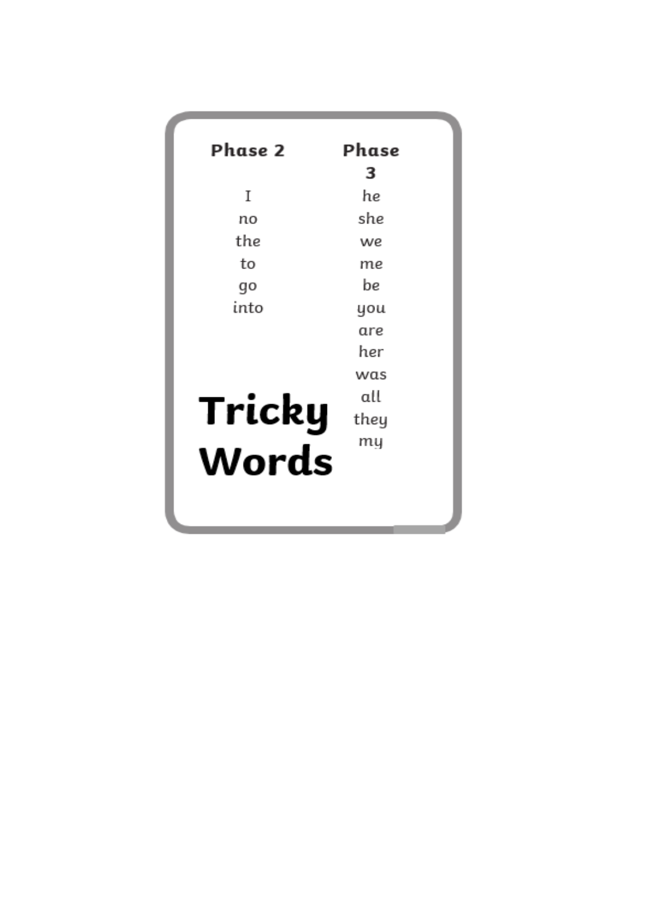# Tricky Words

| Phase 2 | Phase 3 |
| --- | --- |
| I | he |
| no | she |
| the | we |
| to | me |
| go | be |
| into | you |
| | are |
| | her |
| | was |
| | all |
| | they |
| | my |